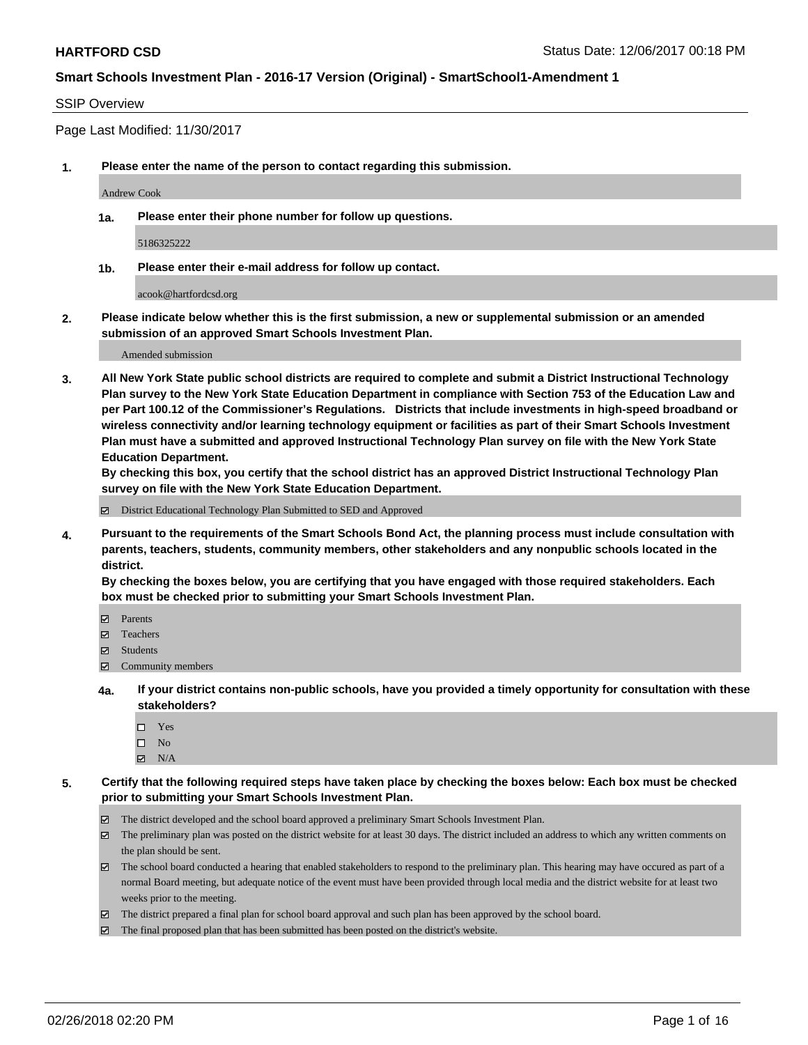# Smart Schools Investment Plan - 2016-17 Version (Original) - SmartSchool1-Amendment 1

**HARTFORD CSD** Status Date: 12/06/2017 00:18 PM

## SSIP Overview

Page Last Modified: 11/30/2017

**1. Please enter the name of the person to contact regarding this submission.**

Andrew Cook

**1a. Please enter their phone number for follow up questions.**

5186325222

**1b. Please enter their e-mail address for follow up contact.**

acook@hartfordcsd.org

**2. Please indicate below whether this is the first submission, a new or supplemental submission or an amended submission of an approved Smart Schools Investment Plan.**

Amended submission

**3. All New York State public school districts are required to complete and submit a District Instructional Technology Plan survey to the New York State Education Department in compliance with Section 753 of the Education Law and per Part 100.12 of the Commissioner's Regulations. Districts that include investments in high-speed broadband or wireless connectivity and/or learning technology equipment or facilities as part of their Smart Schools Investment Plan must have a submitted and approved Instructional Technology Plan survey on file with the New York State Education Department.**
**By checking this box, you certify that the school district has an approved District Instructional Technology Plan survey on file with the New York State Education Department.**

☑ District Educational Technology Plan Submitted to SED and Approved

**4. Pursuant to the requirements of the Smart Schools Bond Act, the planning process must include consultation with parents, teachers, students, community members, other stakeholders and any nonpublic schools located in the district.**
**By checking the boxes below, you are certifying that you have engaged with those required stakeholders. Each box must be checked prior to submitting your Smart Schools Investment Plan.**

- ☑ Parents
- ☑ Teachers
- ☑ Students
- ☑ Community members

**4a. If your district contains non-public schools, have you provided a timely opportunity for consultation with these stakeholders?**

- ☐ Yes
- ☐ No
- ☑ N/A

**5. Certify that the following required steps have taken place by checking the boxes below: Each box must be checked prior to submitting your Smart Schools Investment Plan.**

- ☑ The district developed and the school board approved a preliminary Smart Schools Investment Plan.
- ☑ The preliminary plan was posted on the district website for at least 30 days. The district included an address to which any written comments on the plan should be sent.
- ☑ The school board conducted a hearing that enabled stakeholders to respond to the preliminary plan. This hearing may have occured as part of a normal Board meeting, but adequate notice of the event must have been provided through local media and the district website for at least two weeks prior to the meeting.
- ☑ The district prepared a final plan for school board approval and such plan has been approved by the school board.
- ☑ The final proposed plan that has been submitted has been posted on the district's website.

02/26/2018 02:20 PM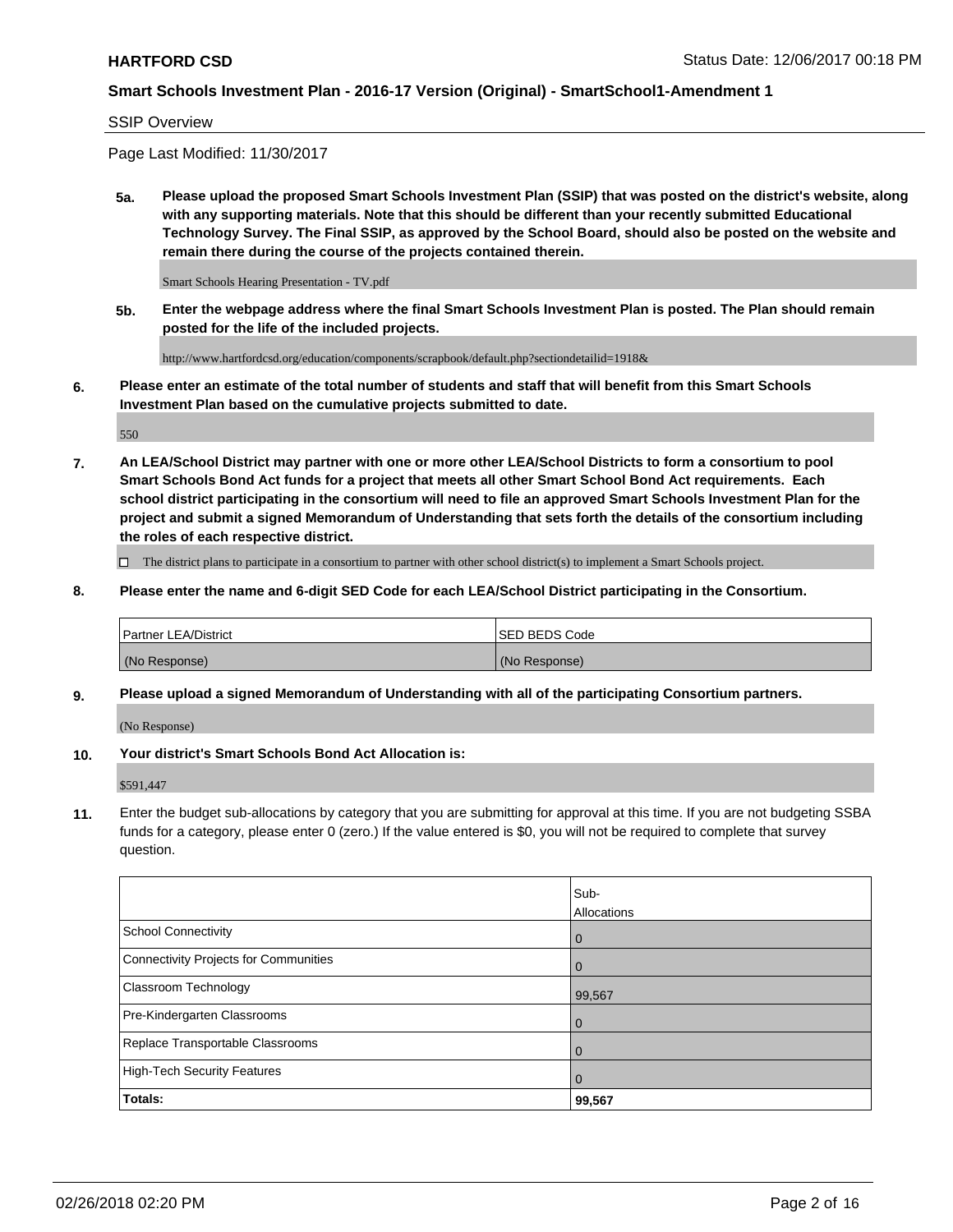## SSIP Overview

Page Last Modified: 11/30/2017

**5a. Please upload the proposed Smart Schools Investment Plan (SSIP) that was posted on the district's website, along with any supporting materials. Note that this should be different than your recently submitted Educational Technology Survey. The Final SSIP, as approved by the School Board, should also be posted on the website and remain there during the course of the projects contained therein.**

Smart Schools Hearing Presentation - TV.pdf

**5b. Enter the webpage address where the final Smart Schools Investment Plan is posted. The Plan should remain posted for the life of the included projects.**

http://www.hartfordcsd.org/education/components/scrapbook/default.php?sectiondetailid=1918&

**6. Please enter an estimate of the total number of students and staff that will benefit from this Smart Schools Investment Plan based on the cumulative projects submitted to date.**

550

**7. An LEA/School District may partner with one or more other LEA/School Districts to form a consortium to pool Smart Schools Bond Act funds for a project that meets all other Smart School Bond Act requirements. Each school district participating in the consortium will need to file an approved Smart Schools Investment Plan for the project and submit a signed Memorandum of Understanding that sets forth the details of the consortium including the roles of each respective district.**

☐ The district plans to participate in a consortium to partner with other school district(s) to implement a Smart Schools project.

**8. Please enter the name and 6-digit SED Code for each LEA/School District participating in the Consortium.**

| Partner LEA/District | SED BEDS Code |
|---|---|
| (No Response) | (No Response) |

**9. Please upload a signed Memorandum of Understanding with all of the participating Consortium partners.**

(No Response)

**10. Your district's Smart Schools Bond Act Allocation is:**

$591,447

**11.** Enter the budget sub-allocations by category that you are submitting for approval at this time. If you are not budgeting SSBA funds for a category, please enter 0 (zero.) If the value entered is $0, you will not be required to complete that survey question.

| | Sub-Allocations |
|---|---|
| School Connectivity | 0 |
| Connectivity Projects for Communities | 0 |
| Classroom Technology | 99,567 |
| Pre-Kindergarten Classrooms | 0 |
| Replace Transportable Classrooms | 0 |
| High-Tech Security Features | 0 |
| **Totals:** | **99,567** |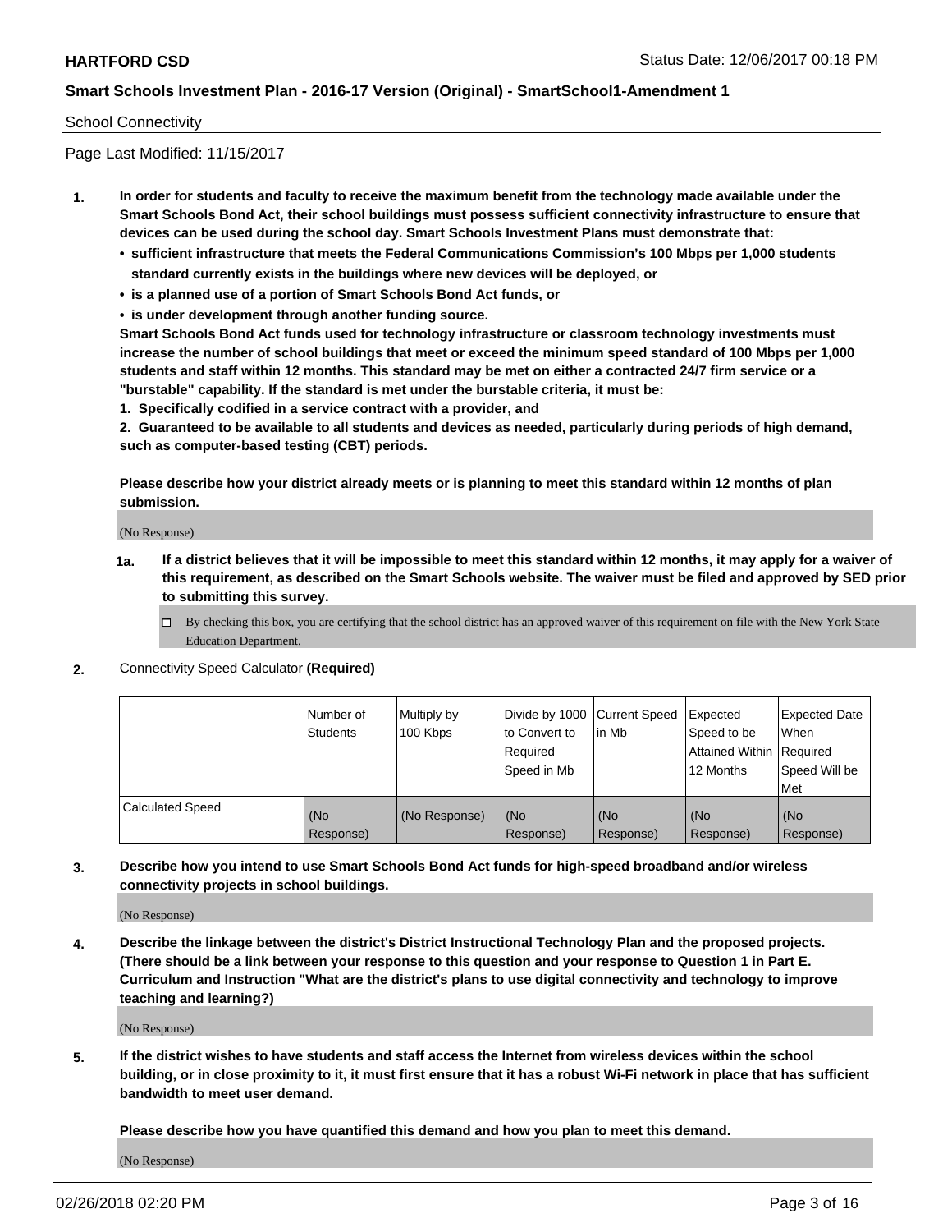School Connectivity

Page Last Modified: 11/15/2017

1. **In order for students and faculty to receive the maximum benefit from the technology made available under the Smart Schools Bond Act, their school buildings must possess sufficient connectivity infrastructure to ensure that devices can be used during the school day. Smart Schools Investment Plans must demonstrate that:**
   - **sufficient infrastructure that meets the Federal Communications Commission's 100 Mbps per 1,000 students standard currently exists in the buildings where new devices will be deployed, or**
   - **is a planned use of a portion of Smart Schools Bond Act funds, or**
   - **is under development through another funding source.**

   **Smart Schools Bond Act funds used for technology infrastructure or classroom technology investments must increase the number of school buildings that meet or exceed the minimum speed standard of 100 Mbps per 1,000 students and staff within 12 months. This standard may be met on either a contracted 24/7 firm service or a "burstable" capability. If the standard is met under the burstable criteria, it must be:**

   **1. Specifically codified in a service contract with a provider, and**

   **2. Guaranteed to be available to all students and devices as needed, particularly during periods of high demand, such as computer-based testing (CBT) periods.**

   **Please describe how your district already meets or is planning to meet this standard within 12 months of plan submission.**

   (No Response)

   **1a. If a district believes that it will be impossible to meet this standard within 12 months, it may apply for a waiver of this requirement, as described on the Smart Schools website. The waiver must be filed and approved by SED prior to submitting this survey.**

   ☐ By checking this box, you are certifying that the school district has an approved waiver of this requirement on file with the New York State Education Department.

2. Connectivity Speed Calculator **(Required)**

|  | Number of Students | Multiply by 100 Kbps | Divide by 1000 to Convert to Required Speed in Mb | Current Speed in Mb | Expected Speed to be Attained Within 12 Months | Expected Date When Required Speed Will be Met |
|---|---|---|---|---|---|---|
| Calculated Speed | (No Response) | (No Response) | (No Response) | (No Response) | (No Response) | (No Response) |

3. **Describe how you intend to use Smart Schools Bond Act funds for high-speed broadband and/or wireless connectivity projects in school buildings.**

   (No Response)

4. **Describe the linkage between the district's District Instructional Technology Plan and the proposed projects. (There should be a link between your response to this question and your response to Question 1 in Part E. Curriculum and Instruction "What are the district's plans to use digital connectivity and technology to improve teaching and learning?)**

   (No Response)

5. **If the district wishes to have students and staff access the Internet from wireless devices within the school building, or in close proximity to it, it must first ensure that it has a robust Wi-Fi network in place that has sufficient bandwidth to meet user demand.**

   **Please describe how you have quantified this demand and how you plan to meet this demand.**

   (No Response)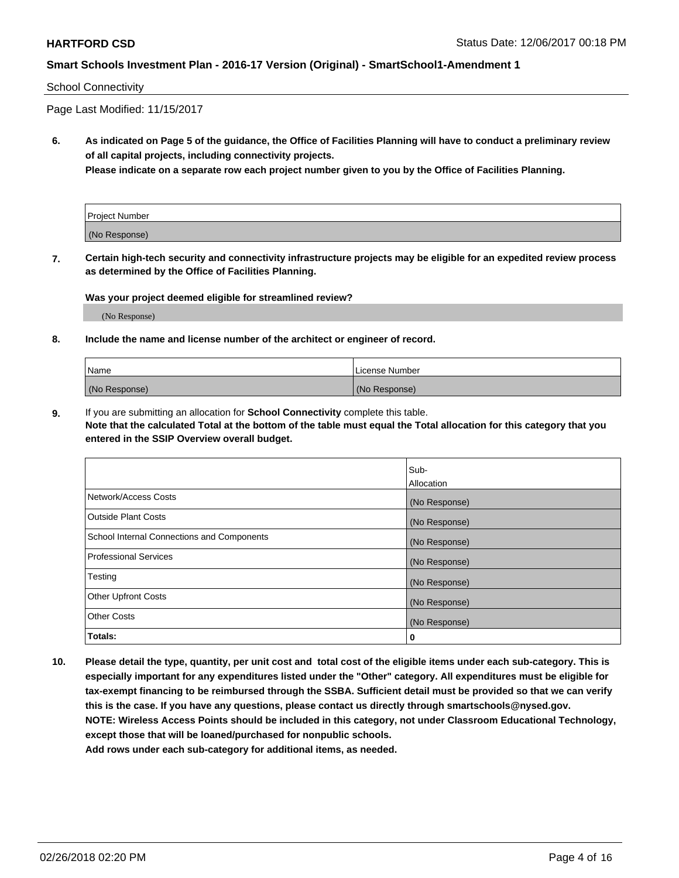School Connectivity

Page Last Modified: 11/15/2017

**6. As indicated on Page 5 of the guidance, the Office of Facilities Planning will have to conduct a preliminary review of all capital projects, including connectivity projects.**
**Please indicate on a separate row each project number given to you by the Office of Facilities Planning.**

| Project Number |
| --- |
| (No Response) |

**7. Certain high-tech security and connectivity infrastructure projects may be eligible for an expedited review process as determined by the Office of Facilities Planning.**

**Was your project deemed eligible for streamlined review?**

(No Response)

**8. Include the name and license number of the architect or engineer of record.**

| Name | License Number |
| --- | --- |
| (No Response) | (No Response) |

**9.** If you are submitting an allocation for **School Connectivity** complete this table.
**Note that the calculated Total at the bottom of the table must equal the Total allocation for this category that you entered in the SSIP Overview overall budget.**

| | Sub-Allocation |
| --- | --- |
| Network/Access Costs | (No Response) |
| Outside Plant Costs | (No Response) |
| School Internal Connections and Components | (No Response) |
| Professional Services | (No Response) |
| Testing | (No Response) |
| Other Upfront Costs | (No Response) |
| Other Costs | (No Response) |
| **Totals:** | **0** |

**10. Please detail the type, quantity, per unit cost and total cost of the eligible items under each sub-category. This is especially important for any expenditures listed under the "Other" category. All expenditures must be eligible for tax-exempt financing to be reimbursed through the SSBA. Sufficient detail must be provided so that we can verify this is the case. If you have any questions, please contact us directly through smartschools@nysed.gov.**
**NOTE: Wireless Access Points should be included in this category, not under Classroom Educational Technology, except those that will be loaned/purchased for nonpublic schools.**
**Add rows under each sub-category for additional items, as needed.**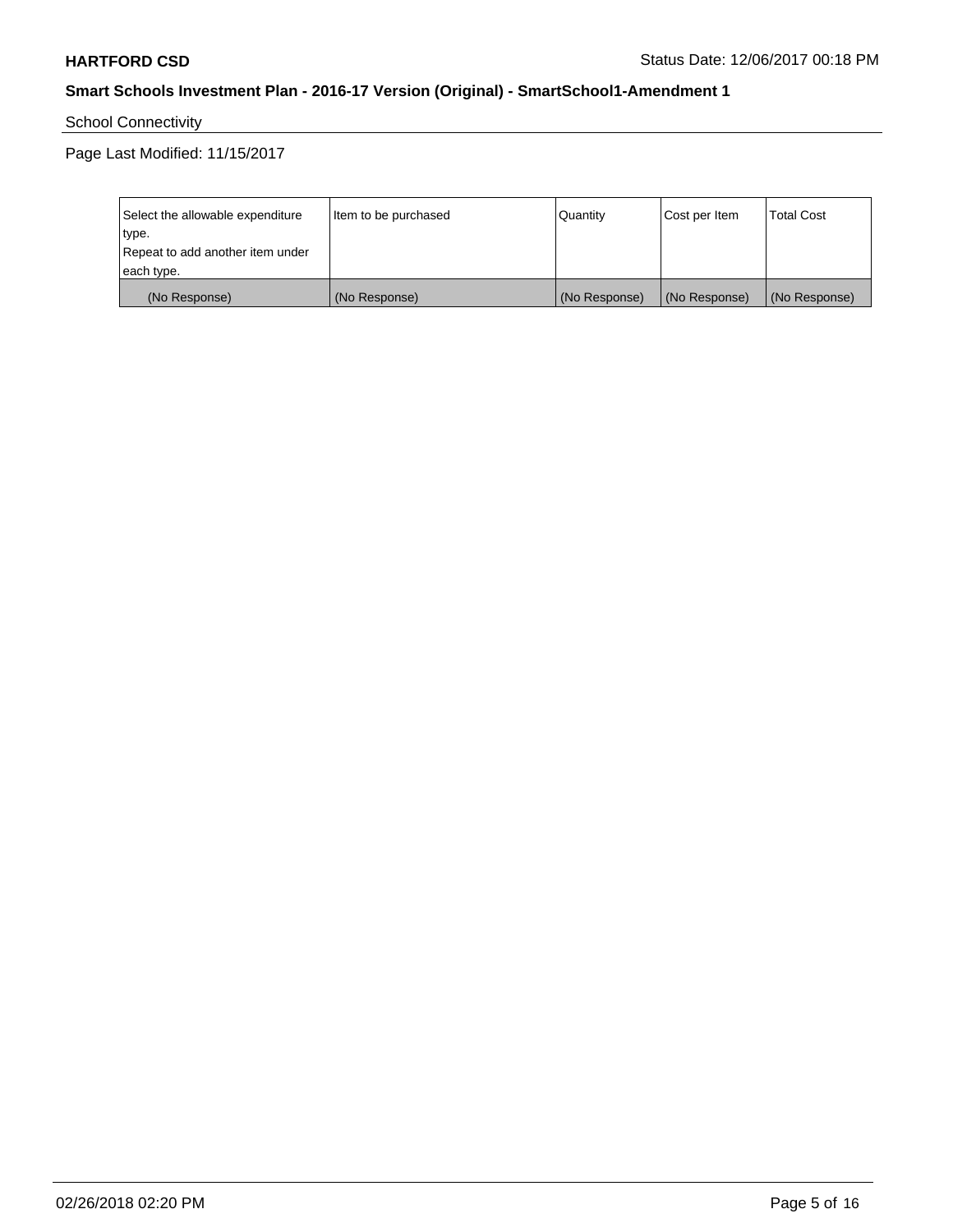School Connectivity

Page Last Modified: 11/15/2017

| Select the allowable expenditure type. Repeat to add another item under each type. | Item to be purchased | Quantity | Cost per Item | Total Cost |
|---|---|---|---|---|
| (No Response) | (No Response) | (No Response) | (No Response) | (No Response) |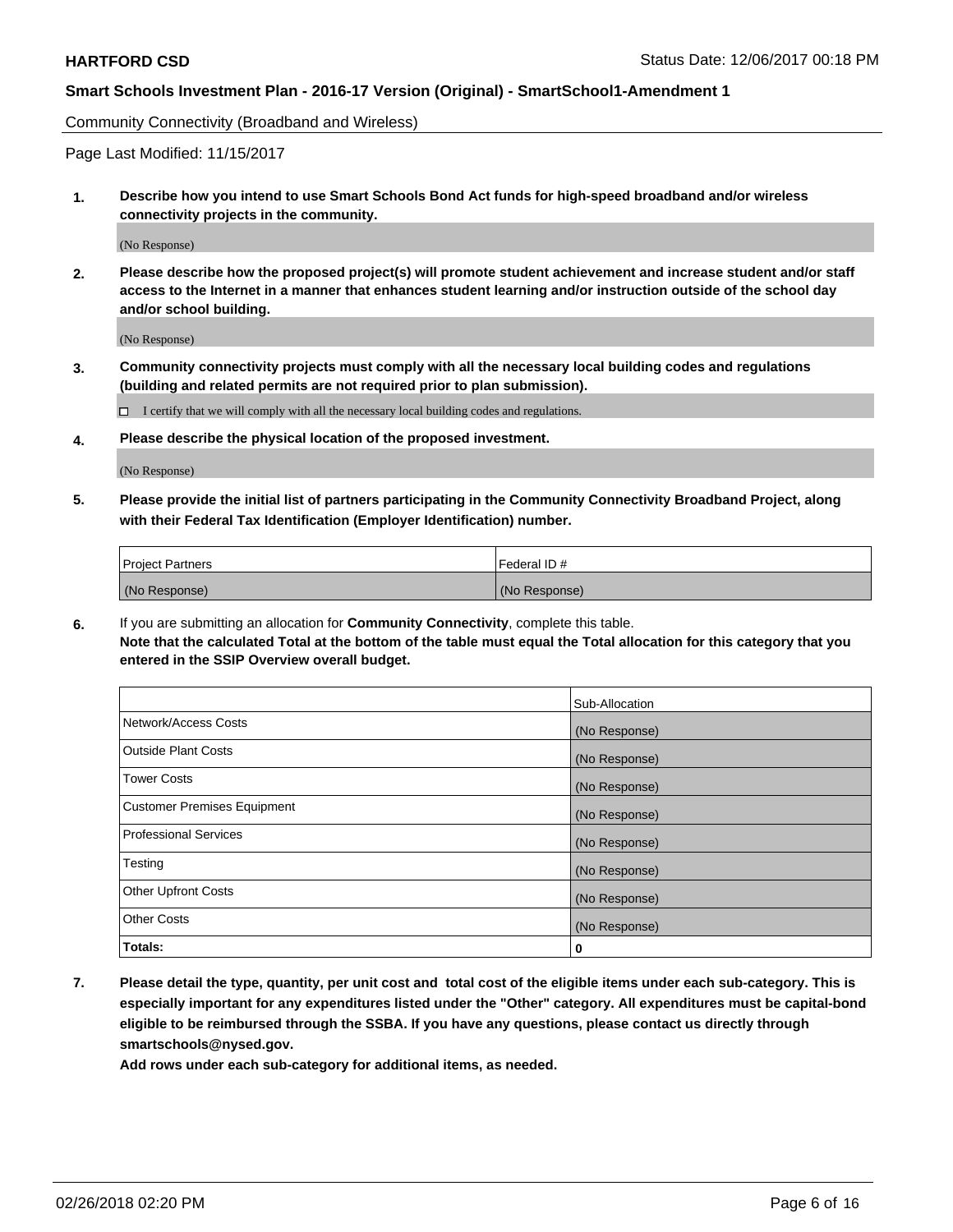Community Connectivity (Broadband and Wireless)

Page Last Modified: 11/15/2017

**1. Describe how you intend to use Smart Schools Bond Act funds for high-speed broadband and/or wireless connectivity projects in the community.**

(No Response)

**2. Please describe how the proposed project(s) will promote student achievement and increase student and/or staff access to the Internet in a manner that enhances student learning and/or instruction outside of the school day and/or school building.**

(No Response)

**3. Community connectivity projects must comply with all the necessary local building codes and regulations (building and related permits are not required prior to plan submission).**

☐ I certify that we will comply with all the necessary local building codes and regulations.

**4. Please describe the physical location of the proposed investment.**

(No Response)

**5. Please provide the initial list of partners participating in the Community Connectivity Broadband Project, along with their Federal Tax Identification (Employer Identification) number.**

| Project Partners | Federal ID # |
|---|---|
| (No Response) | (No Response) |

**6.** If you are submitting an allocation for **Community Connectivity**, complete this table.
**Note that the calculated Total at the bottom of the table must equal the Total allocation for this category that you entered in the SSIP Overview overall budget.**

| | Sub-Allocation |
|---|---|
| Network/Access Costs | (No Response) |
| Outside Plant Costs | (No Response) |
| Tower Costs | (No Response) |
| Customer Premises Equipment | (No Response) |
| Professional Services | (No Response) |
| Testing | (No Response) |
| Other Upfront Costs | (No Response) |
| Other Costs | (No Response) |
| **Totals:** | **0** |

**7. Please detail the type, quantity, per unit cost and total cost of the eligible items under each sub-category. This is especially important for any expenditures listed under the "Other" category. All expenditures must be capital-bond eligible to be reimbursed through the SSBA. If you have any questions, please contact us directly through smartschools@nysed.gov.**

**Add rows under each sub-category for additional items, as needed.**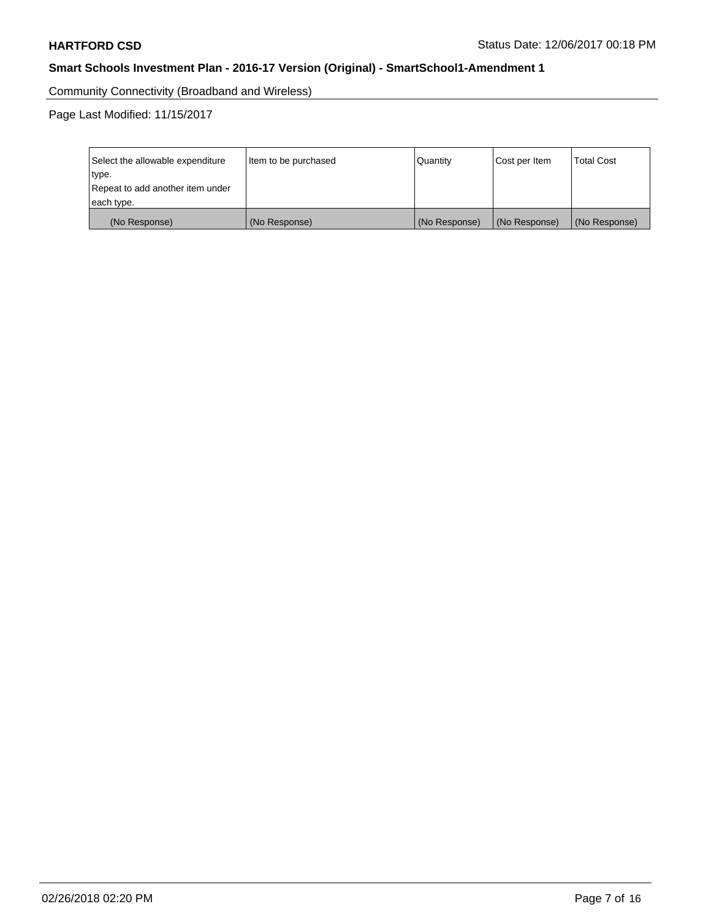Community Connectivity (Broadband and Wireless)

Page Last Modified: 11/15/2017

| Select the allowable expenditure type. Repeat to add another item under each type. | Item to be purchased | Quantity | Cost per Item | Total Cost |
| --- | --- | --- | --- | --- |
| (No Response) | (No Response) | (No Response) | (No Response) | (No Response) |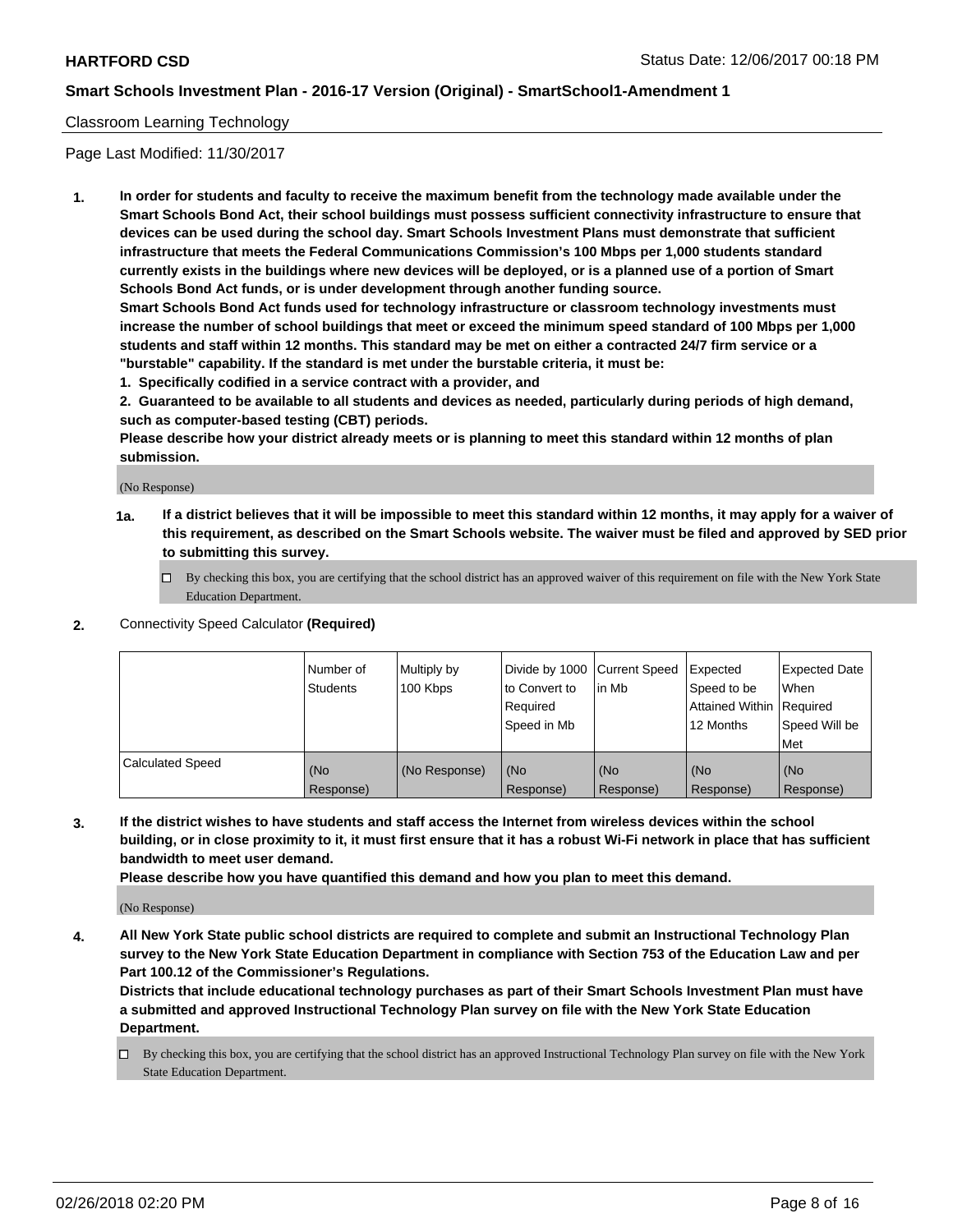Classroom Learning Technology

Page Last Modified: 11/30/2017

**1. In order for students and faculty to receive the maximum benefit from the technology made available under the Smart Schools Bond Act, their school buildings must possess sufficient connectivity infrastructure to ensure that devices can be used during the school day. Smart Schools Investment Plans must demonstrate that sufficient infrastructure that meets the Federal Communications Commission's 100 Mbps per 1,000 students standard currently exists in the buildings where new devices will be deployed, or is a planned use of a portion of Smart Schools Bond Act funds, or is under development through another funding source.**

**Smart Schools Bond Act funds used for technology infrastructure or classroom technology investments must increase the number of school buildings that meet or exceed the minimum speed standard of 100 Mbps per 1,000 students and staff within 12 months. This standard may be met on either a contracted 24/7 firm service or a "burstable" capability. If the standard is met under the burstable criteria, it must be:**

**1. Specifically codified in a service contract with a provider, and**

**2. Guaranteed to be available to all students and devices as needed, particularly during periods of high demand, such as computer-based testing (CBT) periods.**

**Please describe how your district already meets or is planning to meet this standard within 12 months of plan submission.**

(No Response)

**1a. If a district believes that it will be impossible to meet this standard within 12 months, it may apply for a waiver of this requirement, as described on the Smart Schools website. The waiver must be filed and approved by SED prior to submitting this survey.**

☐ By checking this box, you are certifying that the school district has an approved waiver of this requirement on file with the New York State Education Department.

**2.** Connectivity Speed Calculator **(Required)**

| | Number of Students | Multiply by 100 Kbps | Divide by 1000 to Convert to Required Speed in Mb | Current Speed in Mb | Expected Speed to be Attained Within 12 Months | Expected Date When Required Speed Will be Met |
|---|---|---|---|---|---|---|
| Calculated Speed | (No Response) | (No Response) | (No Response) | (No Response) | (No Response) | (No Response) |

**3. If the district wishes to have students and staff access the Internet from wireless devices within the school building, or in close proximity to it, it must first ensure that it has a robust Wi-Fi network in place that has sufficient bandwidth to meet user demand.**

**Please describe how you have quantified this demand and how you plan to meet this demand.**

(No Response)

**4. All New York State public school districts are required to complete and submit an Instructional Technology Plan survey to the New York State Education Department in compliance with Section 753 of the Education Law and per Part 100.12 of the Commissioner's Regulations.**

**Districts that include educational technology purchases as part of their Smart Schools Investment Plan must have a submitted and approved Instructional Technology Plan survey on file with the New York State Education Department.**

☐ By checking this box, you are certifying that the school district has an approved Instructional Technology Plan survey on file with the New York State Education Department.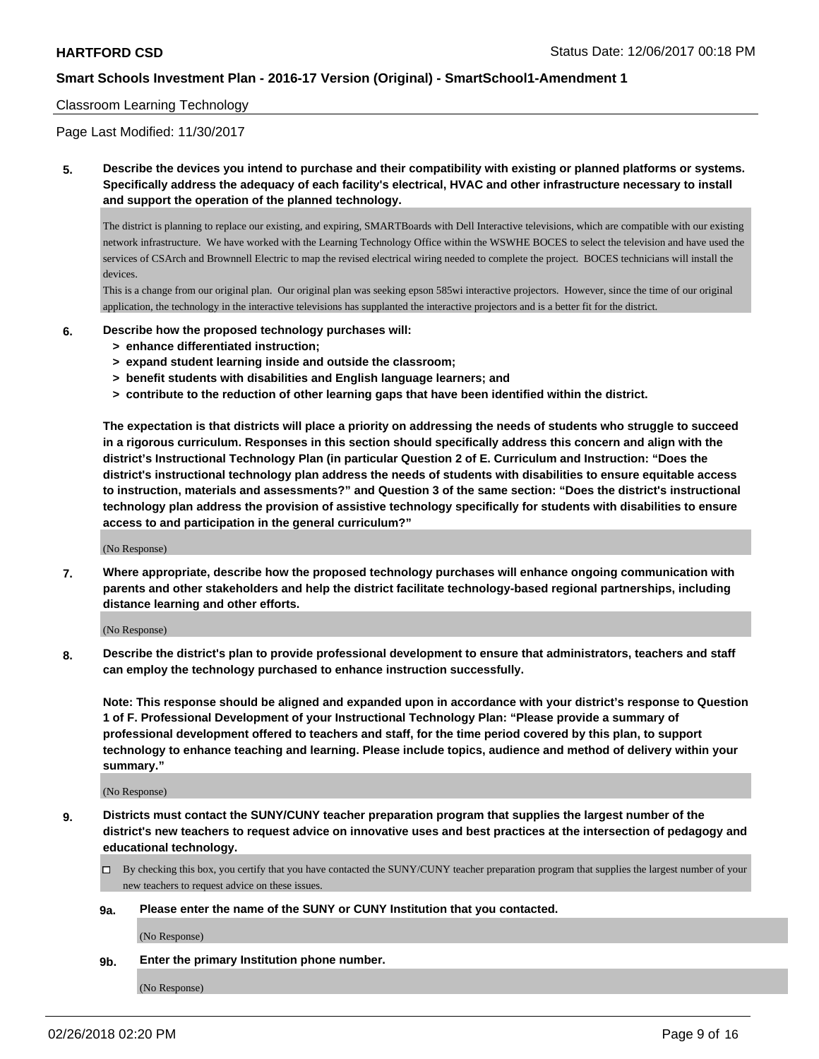Classroom Learning Technology

Page Last Modified: 11/30/2017

**5. Describe the devices you intend to purchase and their compatibility with existing or planned platforms or systems. Specifically address the adequacy of each facility's electrical, HVAC and other infrastructure necessary to install and support the operation of the planned technology.**

The district is planning to replace our existing, and expiring, SMARTBoards with Dell Interactive televisions, which are compatible with our existing network infrastructure. We have worked with the Learning Technology Office within the WSWHE BOCES to select the television and have used the services of CSArch and Brownnell Electric to map the revised electrical wiring needed to complete the project. BOCES technicians will install the devices.

This is a change from our original plan. Our original plan was seeking epson 585wi interactive projectors. However, since the time of our original application, the technology in the interactive televisions has supplanted the interactive projectors and is a better fit for the district.

**6. Describe how the proposed technology purchases will:**

- **> enhance differentiated instruction;**
- **> expand student learning inside and outside the classroom;**
- **> benefit students with disabilities and English language learners; and**
- **> contribute to the reduction of other learning gaps that have been identified within the district.**

**The expectation is that districts will place a priority on addressing the needs of students who struggle to succeed in a rigorous curriculum. Responses in this section should specifically address this concern and align with the district's Instructional Technology Plan (in particular Question 2 of E. Curriculum and Instruction: "Does the district's instructional technology plan address the needs of students with disabilities to ensure equitable access to instruction, materials and assessments?" and Question 3 of the same section: "Does the district's instructional technology plan address the provision of assistive technology specifically for students with disabilities to ensure access to and participation in the general curriculum?"**

(No Response)

**7. Where appropriate, describe how the proposed technology purchases will enhance ongoing communication with parents and other stakeholders and help the district facilitate technology-based regional partnerships, including distance learning and other efforts.**

(No Response)

**8. Describe the district's plan to provide professional development to ensure that administrators, teachers and staff can employ the technology purchased to enhance instruction successfully.**

**Note: This response should be aligned and expanded upon in accordance with your district's response to Question 1 of F. Professional Development of your Instructional Technology Plan: "Please provide a summary of professional development offered to teachers and staff, for the time period covered by this plan, to support technology to enhance teaching and learning. Please include topics, audience and method of delivery within your summary."**

(No Response)

**9. Districts must contact the SUNY/CUNY teacher preparation program that supplies the largest number of the district's new teachers to request advice on innovative uses and best practices at the intersection of pedagogy and educational technology.**

☐ By checking this box, you certify that you have contacted the SUNY/CUNY teacher preparation program that supplies the largest number of your new teachers to request advice on these issues.

**9a. Please enter the name of the SUNY or CUNY Institution that you contacted.**

(No Response)

**9b. Enter the primary Institution phone number.**

(No Response)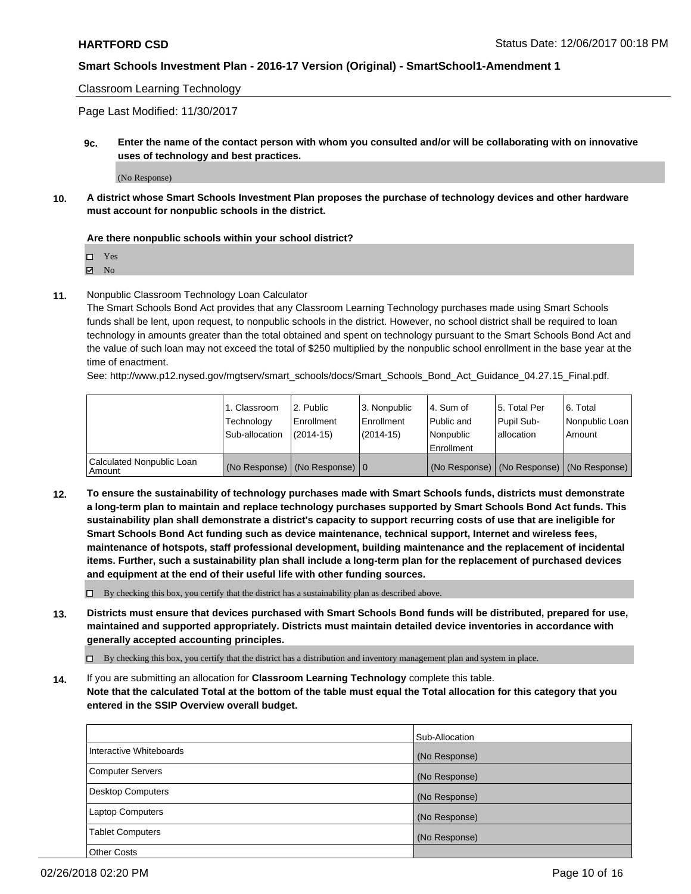Classroom Learning Technology

Page Last Modified: 11/30/2017

**9c.** **Enter the name of the contact person with whom you consulted and/or will be collaborating with on innovative uses of technology and best practices.**

(No Response)

**10.** **A district whose Smart Schools Investment Plan proposes the purchase of technology devices and other hardware must account for nonpublic schools in the district.**

**Are there nonpublic schools within your school district?**

- ☐ Yes
- ☑ No

**11.** Nonpublic Classroom Technology Loan Calculator

The Smart Schools Bond Act provides that any Classroom Learning Technology purchases made using Smart Schools funds shall be lent, upon request, to nonpublic schools in the district. However, no school district shall be required to loan technology in amounts greater than the total obtained and spent on technology pursuant to the Smart Schools Bond Act and the value of such loan may not exceed the total of $250 multiplied by the nonpublic school enrollment in the base year at the time of enactment.

See: http://www.p12.nysed.gov/mgtserv/smart_schools/docs/Smart_Schools_Bond_Act_Guidance_04.27.15_Final.pdf.

| | 1. Classroom Technology Sub-allocation | 2. Public Enrollment (2014-15) | 3. Nonpublic Enrollment (2014-15) | 4. Sum of Public and Nonpublic Enrollment | 5. Total Per Pupil Sub-allocation | 6. Total Nonpublic Loan Amount |
|---|---|---|---|---|---|---|
| Calculated Nonpublic Loan Amount | (No Response) | (No Response) | 0 | (No Response) | (No Response) | (No Response) |

**12.** **To ensure the sustainability of technology purchases made with Smart Schools funds, districts must demonstrate a long-term plan to maintain and replace technology purchases supported by Smart Schools Bond Act funds. This sustainability plan shall demonstrate a district's capacity to support recurring costs of use that are ineligible for Smart Schools Bond Act funding such as device maintenance, technical support, Internet and wireless fees, maintenance of hotspots, staff professional development, building maintenance and the replacement of incidental items. Further, such a sustainability plan shall include a long-term plan for the replacement of purchased devices and equipment at the end of their useful life with other funding sources.**

☐ By checking this box, you certify that the district has a sustainability plan as described above.

**13.** **Districts must ensure that devices purchased with Smart Schools Bond funds will be distributed, prepared for use, maintained and supported appropriately. Districts must maintain detailed device inventories in accordance with generally accepted accounting principles.**

☐ By checking this box, you certify that the district has a distribution and inventory management plan and system in place.

**14.** If you are submitting an allocation for **Classroom Learning Technology** complete this table. **Note that the calculated Total at the bottom of the table must equal the Total allocation for this category that you entered in the SSIP Overview overall budget.**

| | Sub-Allocation |
|---|---|
| Interactive Whiteboards | (No Response) |
| Computer Servers | (No Response) |
| Desktop Computers | (No Response) |
| Laptop Computers | (No Response) |
| Tablet Computers | (No Response) |
| Other Costs | |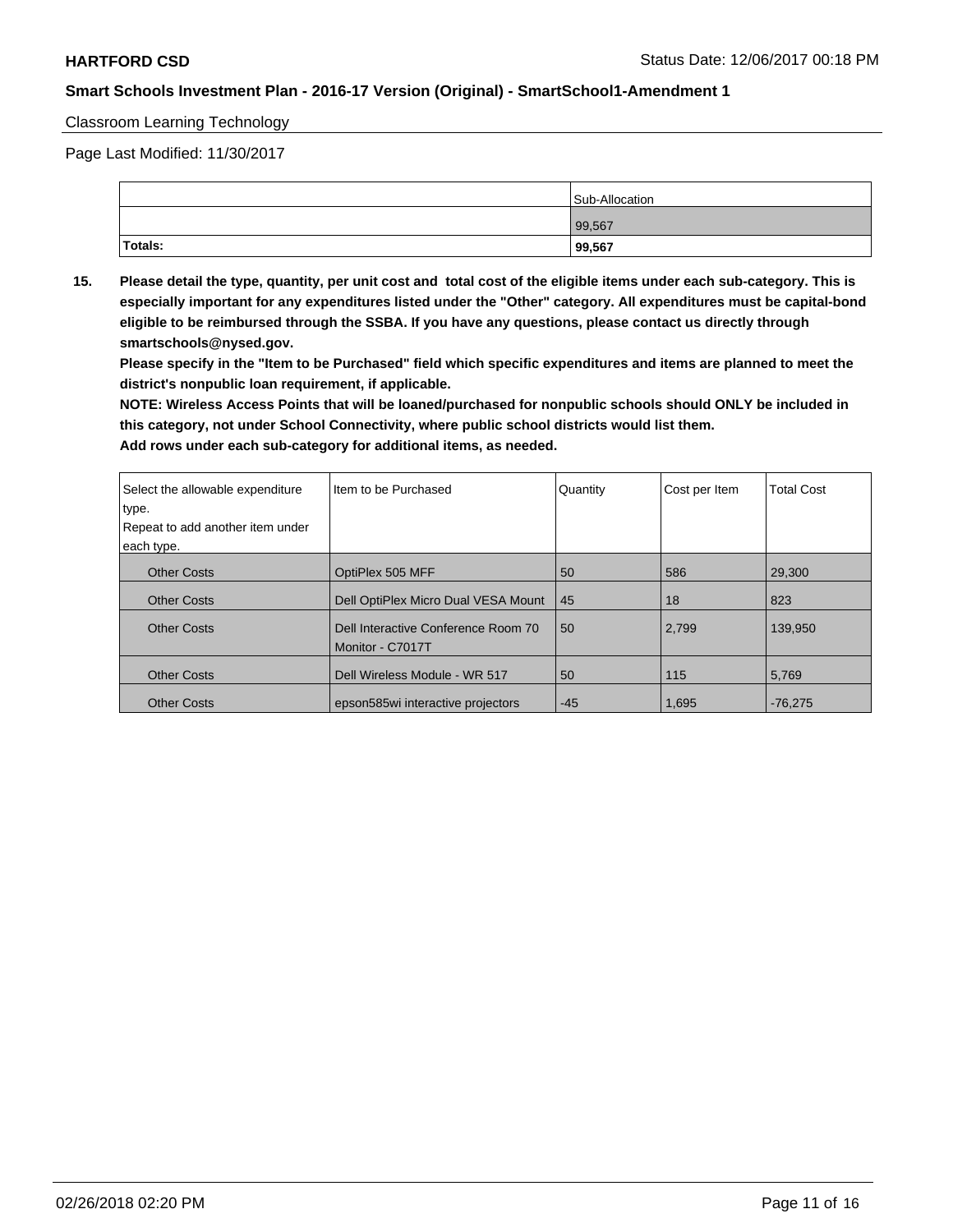Classroom Learning Technology

Page Last Modified: 11/30/2017

| | Sub-Allocation |
|---|---|
| | 99,567 |
| **Totals:** | **99,567** |

**15. Please detail the type, quantity, per unit cost and total cost of the eligible items under each sub-category. This is especially important for any expenditures listed under the "Other" category. All expenditures must be capital-bond eligible to be reimbursed through the SSBA. If you have any questions, please contact us directly through smartschools@nysed.gov.**

**Please specify in the "Item to be Purchased" field which specific expenditures and items are planned to meet the district's nonpublic loan requirement, if applicable.**

**NOTE: Wireless Access Points that will be loaned/purchased for nonpublic schools should ONLY be included in this category, not under School Connectivity, where public school districts would list them.**

**Add rows under each sub-category for additional items, as needed.**

| Select the allowable expenditure type. Repeat to add another item under each type. | Item to be Purchased | Quantity | Cost per Item | Total Cost |
|---|---|---|---|---|
| Other Costs | OptiPlex 505 MFF | 50 | 586 | 29,300 |
| Other Costs | Dell OptiPlex Micro Dual VESA Mount | 45 | 18 | 823 |
| Other Costs | Dell Interactive Conference Room 70 Monitor - C7017T | 50 | 2,799 | 139,950 |
| Other Costs | Dell Wireless Module - WR 517 | 50 | 115 | 5,769 |
| Other Costs | epson585wi interactive projectors | -45 | 1,695 | -76,275 |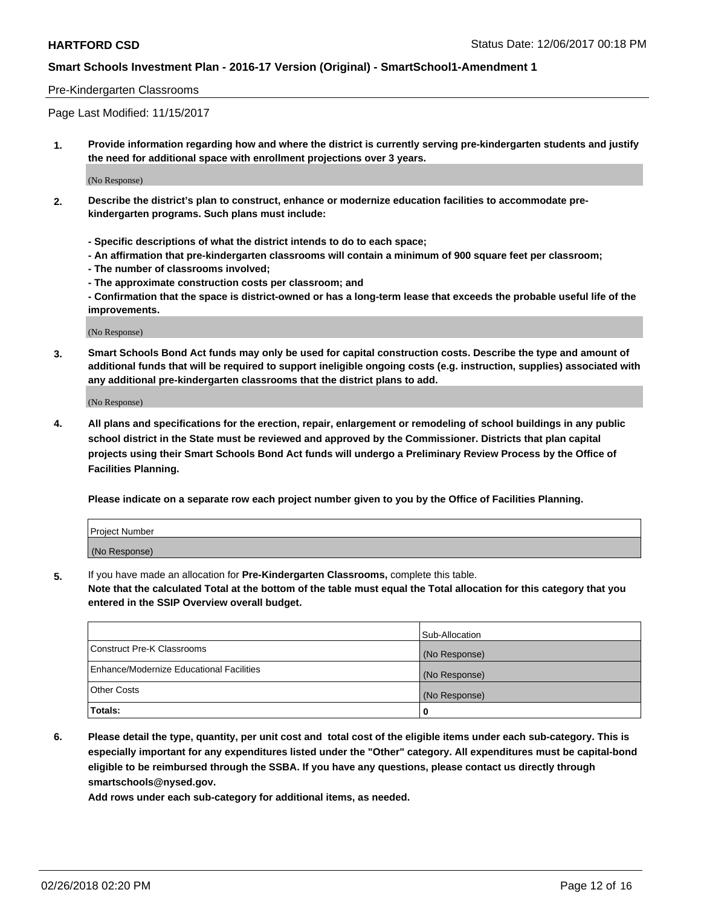Pre-Kindergarten Classrooms

Page Last Modified: 11/15/2017

1. **Provide information regarding how and where the district is currently serving pre-kindergarten students and justify the need for additional space with enrollment projections over 3 years.**

   (No Response)

2. **Describe the district's plan to construct, enhance or modernize education facilities to accommodate pre-kindergarten programs. Such plans must include:**

   **- Specific descriptions of what the district intends to do to each space;**
   **- An affirmation that pre-kindergarten classrooms will contain a minimum of 900 square feet per classroom;**
   **- The number of classrooms involved;**
   **- The approximate construction costs per classroom; and**
   **- Confirmation that the space is district-owned or has a long-term lease that exceeds the probable useful life of the improvements.**

   (No Response)

3. **Smart Schools Bond Act funds may only be used for capital construction costs. Describe the type and amount of additional funds that will be required to support ineligible ongoing costs (e.g. instruction, supplies) associated with any additional pre-kindergarten classrooms that the district plans to add.**

   (No Response)

4. **All plans and specifications for the erection, repair, enlargement or remodeling of school buildings in any public school district in the State must be reviewed and approved by the Commissioner. Districts that plan capital projects using their Smart Schools Bond Act funds will undergo a Preliminary Review Process by the Office of Facilities Planning.**

   **Please indicate on a separate row each project number given to you by the Office of Facilities Planning.**

| Project Number |
| --- |
| (No Response) |

5. If you have made an allocation for **Pre-Kindergarten Classrooms,** complete this table.
   **Note that the calculated Total at the bottom of the table must equal the Total allocation for this category that you entered in the SSIP Overview overall budget.**

| | Sub-Allocation |
| --- | --- |
| Construct Pre-K Classrooms | (No Response) |
| Enhance/Modernize Educational Facilities | (No Response) |
| Other Costs | (No Response) |
| **Totals:** | **0** |

6. **Please detail the type, quantity, per unit cost and total cost of the eligible items under each sub-category. This is especially important for any expenditures listed under the "Other" category. All expenditures must be capital-bond eligible to be reimbursed through the SSBA. If you have any questions, please contact us directly through smartschools@nysed.gov.**

   **Add rows under each sub-category for additional items, as needed.**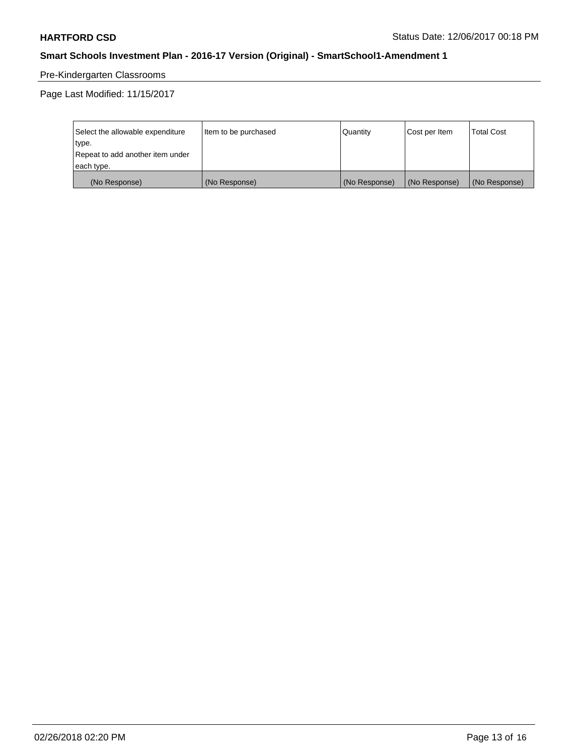Pre-Kindergarten Classrooms

Page Last Modified: 11/15/2017

| Select the allowable expenditure type. Repeat to add another item under each type. | Item to be purchased | Quantity | Cost per Item | Total Cost |
| --- | --- | --- | --- | --- |
| (No Response) | (No Response) | (No Response) | (No Response) | (No Response) |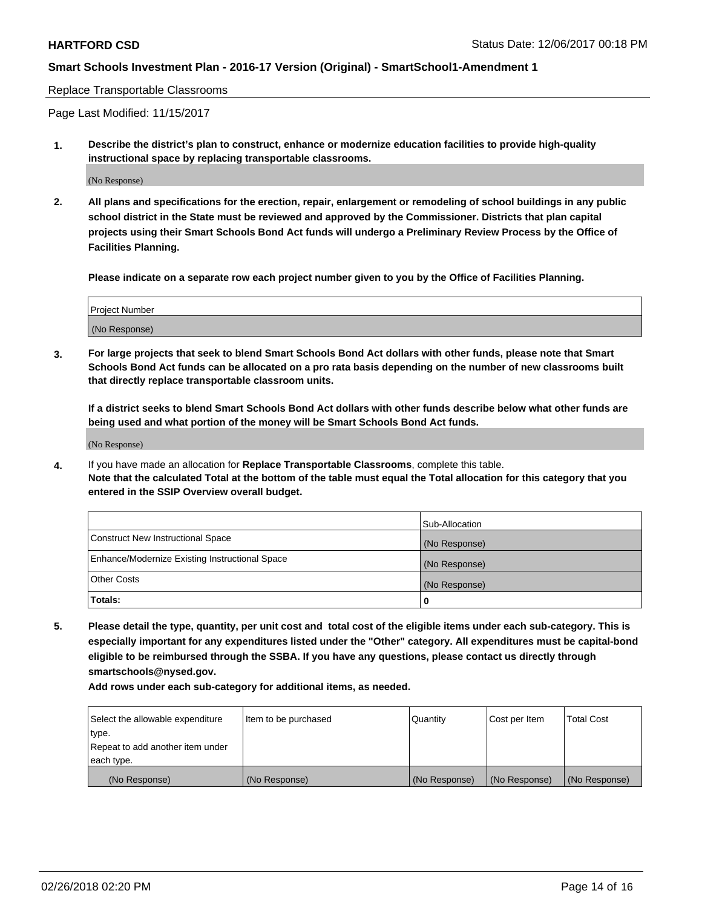Replace Transportable Classrooms

Page Last Modified: 11/15/2017

**1. Describe the district's plan to construct, enhance or modernize education facilities to provide high-quality instructional space by replacing transportable classrooms.**

(No Response)

**2. All plans and specifications for the erection, repair, enlargement or remodeling of school buildings in any public school district in the State must be reviewed and approved by the Commissioner. Districts that plan capital projects using their Smart Schools Bond Act funds will undergo a Preliminary Review Process by the Office of Facilities Planning.**

**Please indicate on a separate row each project number given to you by the Office of Facilities Planning.**

| Project Number |
| --- |
| (No Response) |

**3. For large projects that seek to blend Smart Schools Bond Act dollars with other funds, please note that Smart Schools Bond Act funds can be allocated on a pro rata basis depending on the number of new classrooms built that directly replace transportable classroom units.**

**If a district seeks to blend Smart Schools Bond Act dollars with other funds describe below what other funds are being used and what portion of the money will be Smart Schools Bond Act funds.**

(No Response)

**4.** If you have made an allocation for **Replace Transportable Classrooms**, complete this table. **Note that the calculated Total at the bottom of the table must equal the Total allocation for this category that you entered in the SSIP Overview overall budget.**

| | Sub-Allocation |
| --- | --- |
| Construct New Instructional Space | (No Response) |
| Enhance/Modernize Existing Instructional Space | (No Response) |
| Other Costs | (No Response) |
| **Totals:** | **0** |

**5. Please detail the type, quantity, per unit cost and total cost of the eligible items under each sub-category. This is especially important for any expenditures listed under the "Other" category. All expenditures must be capital-bond eligible to be reimbursed through the SSBA. If you have any questions, please contact us directly through smartschools@nysed.gov.**

**Add rows under each sub-category for additional items, as needed.**

| Select the allowable expenditure type. Repeat to add another item under each type. | Item to be purchased | Quantity | Cost per Item | Total Cost |
| --- | --- | --- | --- | --- |
| (No Response) | (No Response) | (No Response) | (No Response) | (No Response) |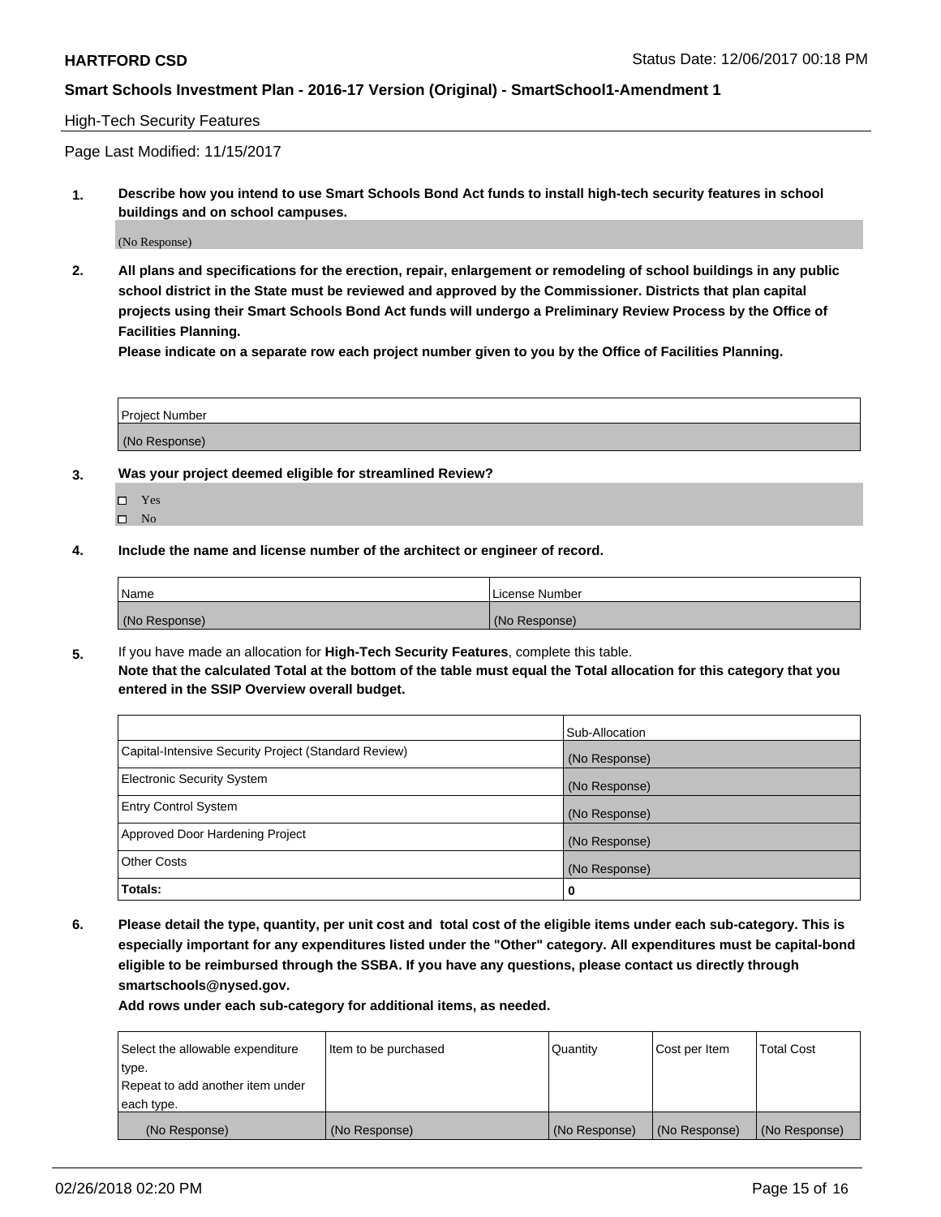High-Tech Security Features

Page Last Modified: 11/15/2017

**1. Describe how you intend to use Smart Schools Bond Act funds to install high-tech security features in school buildings and on school campuses.**

(No Response)

**2. All plans and specifications for the erection, repair, enlargement or remodeling of school buildings in any public school district in the State must be reviewed and approved by the Commissioner. Districts that plan capital projects using their Smart Schools Bond Act funds will undergo a Preliminary Review Process by the Office of Facilities Planning.**

**Please indicate on a separate row each project number given to you by the Office of Facilities Planning.**

| Project Number |
| --- |
| (No Response) |

**3. Was your project deemed eligible for streamlined Review?**

- ☐ Yes
- ☐ No

**4. Include the name and license number of the architect or engineer of record.**

| Name | License Number |
| --- | --- |
| (No Response) | (No Response) |

**5.** If you have made an allocation for **High-Tech Security Features**, complete this table.
**Note that the calculated Total at the bottom of the table must equal the Total allocation for this category that you entered in the SSIP Overview overall budget.**

| | Sub-Allocation |
| --- | --- |
| Capital-Intensive Security Project (Standard Review) | (No Response) |
| Electronic Security System | (No Response) |
| Entry Control System | (No Response) |
| Approved Door Hardening Project | (No Response) |
| Other Costs | (No Response) |
| **Totals:** | **0** |

**6. Please detail the type, quantity, per unit cost and total cost of the eligible items under each sub-category. This is especially important for any expenditures listed under the "Other" category. All expenditures must be capital-bond eligible to be reimbursed through the SSBA. If you have any questions, please contact us directly through smartschools@nysed.gov.**

**Add rows under each sub-category for additional items, as needed.**

| Select the allowable expenditure type. Repeat to add another item under each type. | Item to be purchased | Quantity | Cost per Item | Total Cost |
| --- | --- | --- | --- | --- |
| (No Response) | (No Response) | (No Response) | (No Response) | (No Response) |